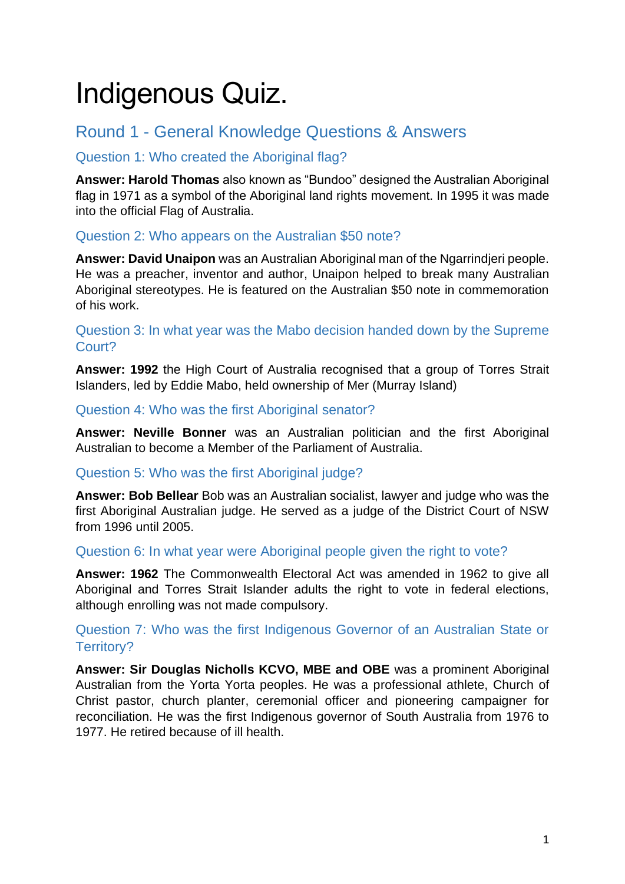# Indigenous Quiz.

## Round 1 - General Knowledge Questions & Answers

### Question 1: Who created the Aboriginal flag?

**Answer: Harold Thomas** also known as "Bundoo" designed the Australian Aboriginal flag in 1971 as a symbol of the Aboriginal land rights movement. In 1995 it was made into the official Flag of Australia.

### Question 2: Who appears on the Australian $50 note?

**Answer: David Unaipon** was an Australian Aboriginal man of the Ngarrindjeri people. He was a preacher, inventor and author, Unaipon helped to break many Australian Aboriginal stereotypes. He is featured on the Australian $50 note in commemoration of his work.

### Question 3: In what year was the Mabo decision handed down by the Supreme Court?

**Answer: 1992** the High Court of Australia recognised that a group of Torres Strait Islanders, led by Eddie Mabo, held ownership of Mer (Murray Island)

### Question 4: Who was the first Aboriginal senator?

**Answer: Neville Bonner** was an Australian politician and the first Aboriginal Australian to become a Member of the Parliament of Australia.

### Question 5: Who was the first Aboriginal judge?

**Answer: Bob Bellear** Bob was an Australian socialist, lawyer and judge who was the first Aboriginal Australian judge. He served as a judge of the District Court of NSW from 1996 until 2005.

### Question 6: In what year were Aboriginal people given the right to vote?

**Answer: 1962** The Commonwealth Electoral Act was amended in 1962 to give all Aboriginal and Torres Strait Islander adults the right to vote in federal elections, although enrolling was not made compulsory.

### Question 7: Who was the first Indigenous Governor of an Australian State or Territory?

**Answer: Sir Douglas Nicholls KCVO, MBE and OBE** was a prominent Aboriginal Australian from the Yorta Yorta peoples. He was a professional athlete, Church of Christ pastor, church planter, ceremonial officer and pioneering campaigner for reconciliation. He was the first Indigenous governor of South Australia from 1976 to 1977. He retired because of ill health.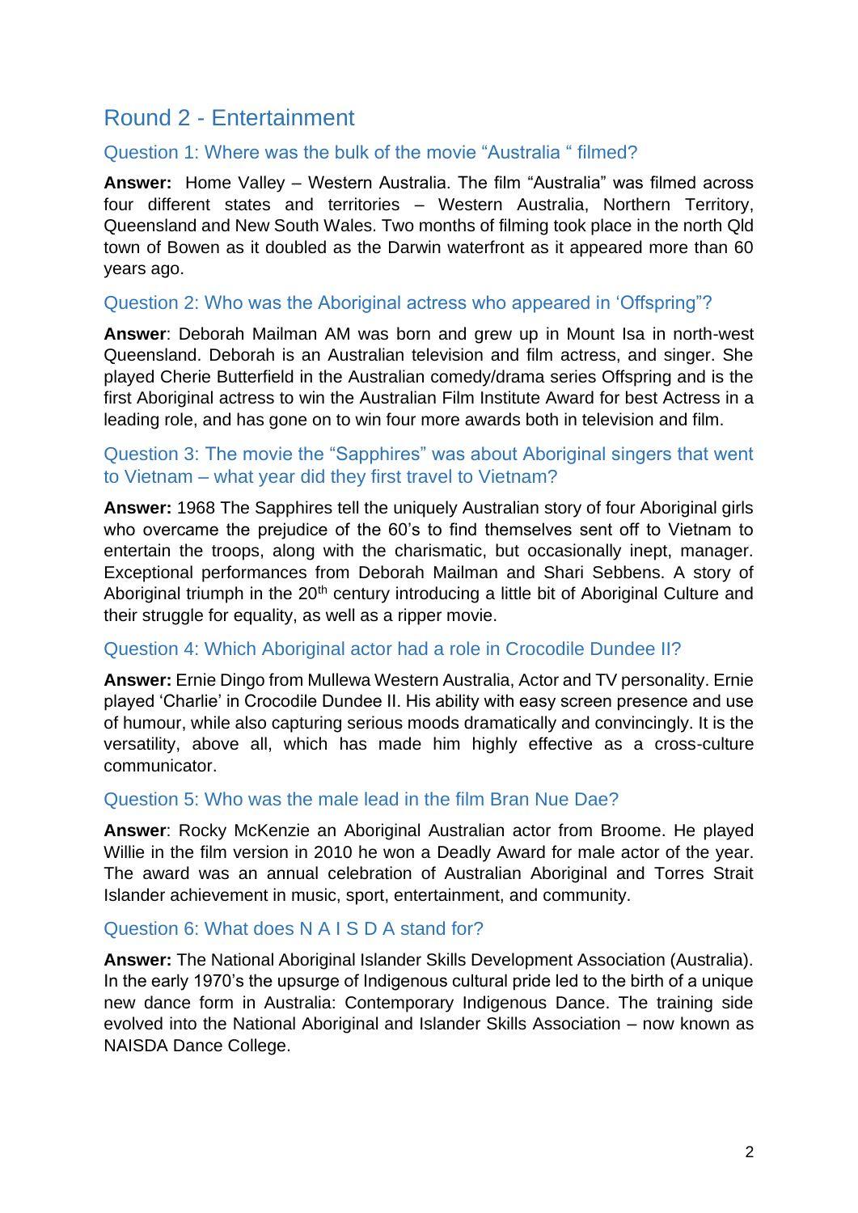## Round 2 - Entertainment

### Question 1: Where was the bulk of the movie “Australia “ filmed?

**Answer:** Home Valley – Western Australia. The film “Australia” was filmed across four different states and territories – Western Australia, Northern Territory, Queensland and New South Wales. Two months of filming took place in the north Qld town of Bowen as it doubled as the Darwin waterfront as it appeared more than 60 years ago.

### Question 2: Who was the Aboriginal actress who appeared in ‘Offspring”?

**Answer**: Deborah Mailman AM was born and grew up in Mount Isa in north-west Queensland. Deborah is an Australian television and film actress, and singer. She played Cherie Butterfield in the Australian comedy/drama series Offspring and is the first Aboriginal actress to win the Australian Film Institute Award for best Actress in a leading role, and has gone on to win four more awards both in television and film.

### Question 3: The movie the “Sapphires” was about Aboriginal singers that went to Vietnam – what year did they first travel to Vietnam?

**Answer:** 1968 The Sapphires tell the uniquely Australian story of four Aboriginal girls who overcame the prejudice of the 60’s to find themselves sent off to Vietnam to entertain the troops, along with the charismatic, but occasionally inept, manager. Exceptional performances from Deborah Mailman and Shari Sebbens. A story of Aboriginal triumph in the 20th century introducing a little bit of Aboriginal Culture and their struggle for equality, as well as a ripper movie.

### Question 4: Which Aboriginal actor had a role in Crocodile Dundee II?

**Answer:** Ernie Dingo from Mullewa Western Australia, Actor and TV personality. Ernie played ‘Charlie’ in Crocodile Dundee II. His ability with easy screen presence and use of humour, while also capturing serious moods dramatically and convincingly. It is the versatility, above all, which has made him highly effective as a cross-culture communicator.

### Question 5: Who was the male lead in the film Bran Nue Dae?

**Answer**: Rocky McKenzie an Aboriginal Australian actor from Broome. He played Willie in the film version in 2010 he won a Deadly Award for male actor of the year. The award was an annual celebration of Australian Aboriginal and Torres Strait Islander achievement in music, sport, entertainment, and community.

### Question 6: What does N A I S D A stand for?

**Answer:** The National Aboriginal Islander Skills Development Association (Australia). In the early 1970’s the upsurge of Indigenous cultural pride led to the birth of a unique new dance form in Australia: Contemporary Indigenous Dance. The training side evolved into the National Aboriginal and Islander Skills Association – now known as NAISDA Dance College.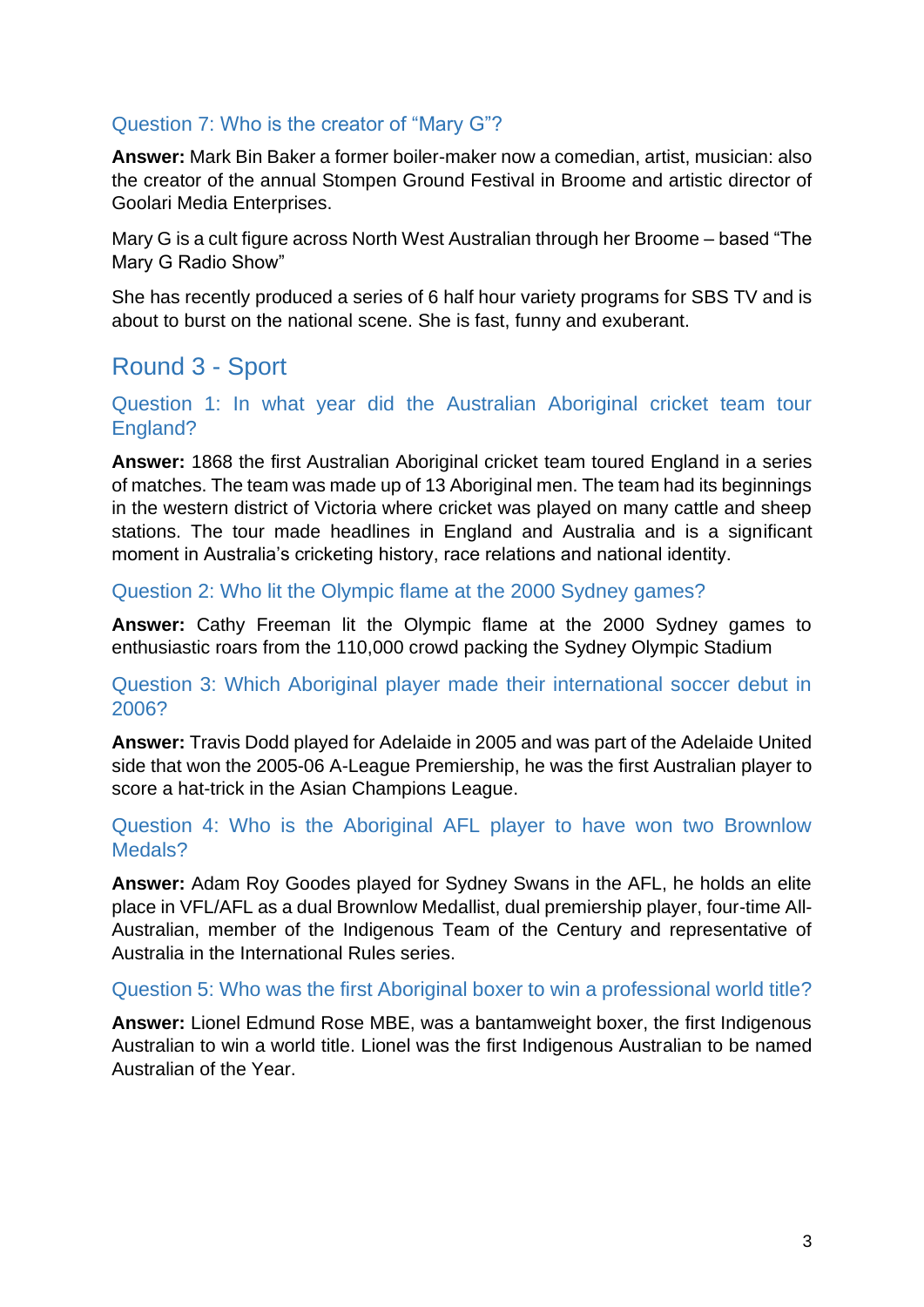### Question 7: Who is the creator of “Mary G”?

**Answer:** Mark Bin Baker a former boiler-maker now a comedian, artist, musician: also the creator of the annual Stompen Ground Festival in Broome and artistic director of Goolari Media Enterprises.

Mary G is a cult figure across North West Australian through her Broome – based “The Mary G Radio Show”

She has recently produced a series of 6 half hour variety programs for SBS TV and is about to burst on the national scene. She is fast, funny and exuberant.

## Round 3 - Sport

### Question 1: In what year did the Australian Aboriginal cricket team tour England?

**Answer:** 1868 the first Australian Aboriginal cricket team toured England in a series of matches. The team was made up of 13 Aboriginal men. The team had its beginnings in the western district of Victoria where cricket was played on many cattle and sheep stations. The tour made headlines in England and Australia and is a significant moment in Australia’s cricketing history, race relations and national identity.

### Question 2: Who lit the Olympic flame at the 2000 Sydney games?

**Answer:** Cathy Freeman lit the Olympic flame at the 2000 Sydney games to enthusiastic roars from the 110,000 crowd packing the Sydney Olympic Stadium

### Question 3: Which Aboriginal player made their international soccer debut in 2006?

**Answer:** Travis Dodd played for Adelaide in 2005 and was part of the Adelaide United side that won the 2005-06 A-League Premiership, he was the first Australian player to score a hat-trick in the Asian Champions League.

### Question 4: Who is the Aboriginal AFL player to have won two Brownlow Medals?

**Answer:** Adam Roy Goodes played for Sydney Swans in the AFL, he holds an elite place in VFL/AFL as a dual Brownlow Medallist, dual premiership player, four-time All-Australian, member of the Indigenous Team of the Century and representative of Australia in the International Rules series.

### Question 5: Who was the first Aboriginal boxer to win a professional world title?

**Answer:** Lionel Edmund Rose MBE, was a bantamweight boxer, the first Indigenous Australian to win a world title. Lionel was the first Indigenous Australian to be named Australian of the Year.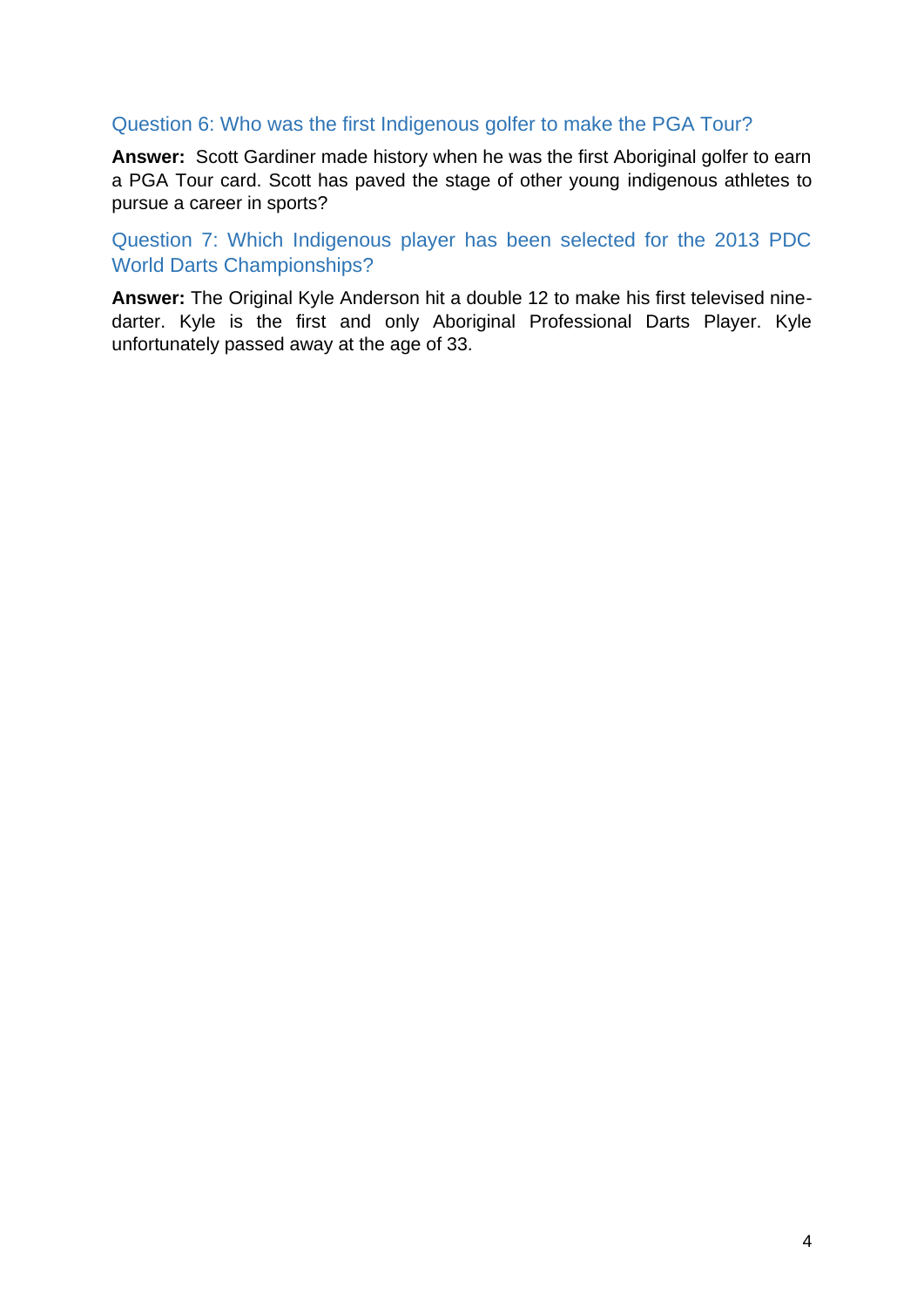### Question 6: Who was the first Indigenous golfer to make the PGA Tour?

**Answer:** Scott Gardiner made history when he was the first Aboriginal golfer to earn a PGA Tour card. Scott has paved the stage of other young indigenous athletes to pursue a career in sports?

### Question 7: Which Indigenous player has been selected for the 2013 PDC World Darts Championships?

**Answer:** The Original Kyle Anderson hit a double 12 to make his first televised nine-darter. Kyle is the first and only Aboriginal Professional Darts Player. Kyle unfortunately passed away at the age of 33.